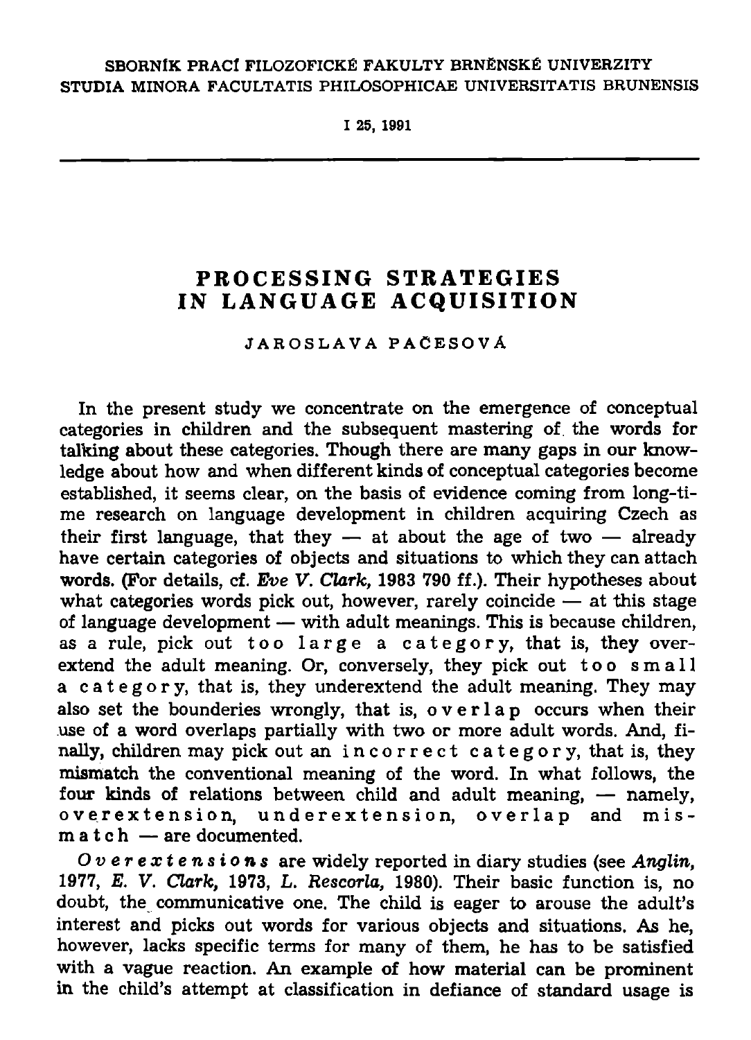SBORNÍK PRACÍ FILOZOFICKÉ FAKULTY BRNĚNSKÉ UNIVERZITY
STUDIA MINORA FACULTATIS PHILOSOPHICAE UNIVERSITATIS BRUNENSIS

I 25, 1991

# PROCESSING STRATEGIES IN LANGUAGE ACQUISITION

JAROSLAVA PAČESOVÁ

In the present study we concentrate on the emergence of conceptual categories in children and the subsequent mastering of the words for talking about these categories. Though there are many gaps in our knowledge about how and when different kinds of conceptual categories become established, it seems clear, on the basis of evidence coming from long-time research on language development in children acquiring Czech as their first language, that they — at about the age of two — already have certain categories of objects and situations to which they can attach words. (For details, cf. *Eve V. Clark*, 1983 790 ff.). Their hypotheses about what categories words pick out, however, rarely coincide — at this stage of language development — with adult meanings. This is because children, as a rule, pick out too large a category, that is, they overextend the adult meaning. Or, conversely, they pick out too small a category, that is, they underextend the adult meaning. They may also set the bounderies wrongly, that is, overlap occurs when their use of a word overlaps partially with two or more adult words. And, finally, children may pick out an incorrect category, that is, they mismatch the conventional meaning of the word. In what follows, the four kinds of relations between child and adult meaning, — namely, overextension, underextension, overlap and mismatch — are documented.

*Overextensions* are widely reported in diary studies (see *Anglin*, 1977, *E. V. Clark*, 1973, *L. Rescorla*, 1980). Their basic function is, no doubt, the communicative one. The child is eager to arouse the adult's interest and picks out words for various objects and situations. As he, however, lacks specific terms for many of them, he has to be satisfied with a vague reaction. An example of how material can be prominent in the child's attempt at classification in defiance of standard usage is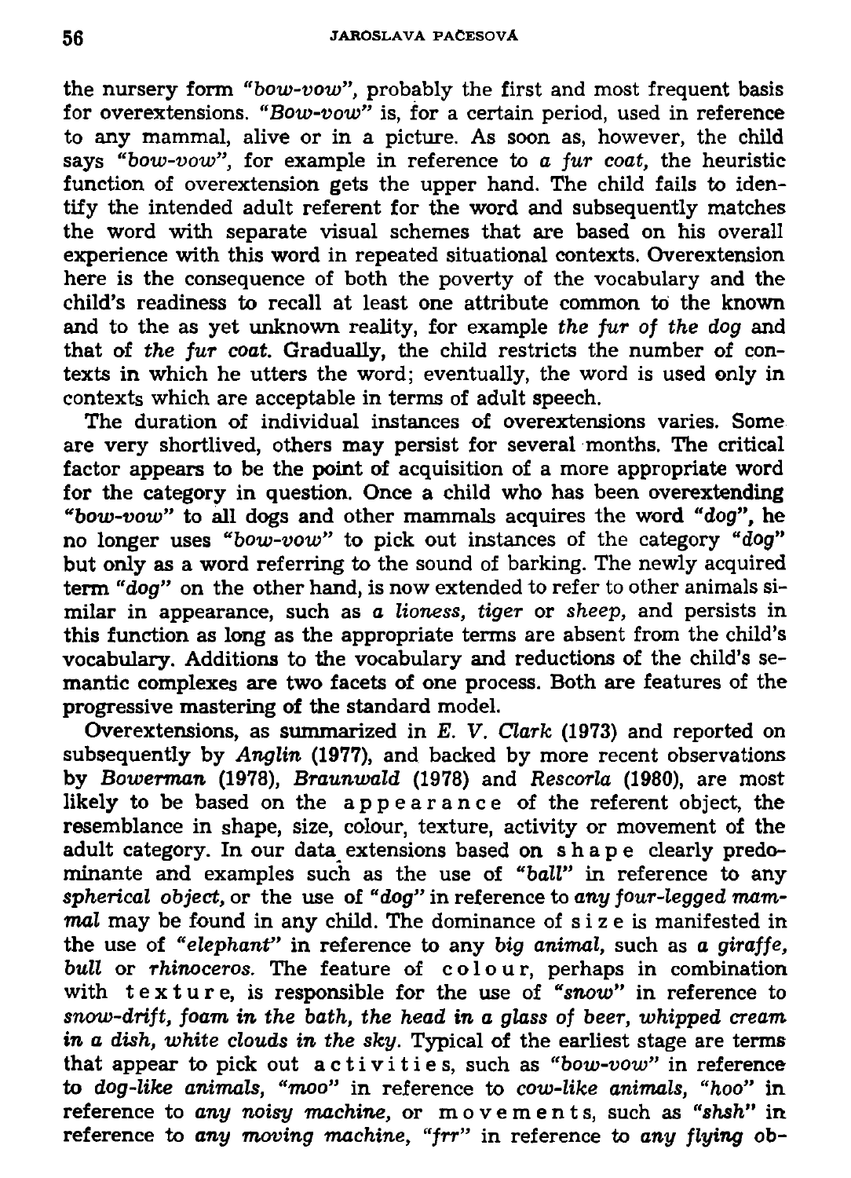the nursery form *"bow-vow"*, probably the first and most frequent basis for overextensions. *"Bow-vow"* is, for a certain period, used in reference to any mammal, alive or in a picture. As soon as, however, the child says *"bow-vow"*, for example in reference to *a fur coat*, the heuristic function of overextension gets the upper hand. The child fails to identify the intended adult referent for the word and subsequently matches the word with separate visual schemes that are based on his overall experience with this word in repeated situational contexts. Overextension here is the consequence of both the poverty of the vocabulary and the child's readiness to recall at least one attribute common to the known and to the as yet unknown reality, for example *the fur of the dog* and that of *the fur coat*. Gradually, the child restricts the number of contexts in which he utters the word; eventually, the word is used only in contexts which are acceptable in terms of adult speech.

The duration of individual instances of overextensions varies. Some are very shortlived, others may persist for several months. The critical factor appears to be the point of acquisition of a more appropriate word for the category in question. Once a child who has been overextending *"bow-vow"* to all dogs and other mammals acquires the word *"dog"*, he no longer uses *"bow-vow"* to pick out instances of the category *"dog"* but only as a word referring to the sound of barking. The newly acquired term *"dog"* on the other hand, is now extended to refer to other animals similar in appearance, such as *a lioness, tiger* or *sheep*, and persists in this function as long as the appropriate terms are absent from the child's vocabulary. Additions to the vocabulary and reductions of the child's semantic complexes are two facets of one process. Both are features of the progressive mastering of the standard model.

Overextensions, as summarized in *E. V. Clark* (1973) and reported on subsequently by *Anglin* (1977), and backed by more recent observations by *Bowerman* (1978), *Braunwald* (1978) and *Rescorla* (1980), are most likely to be based on the a p p e a r a n c e of the referent object, the resemblance in shape, size, colour, texture, activity or movement of the adult category. In our data extensions based on s h a p e clearly predominante and examples such as the use of *"ball"* in reference to any *spherical object*, or the use of *"dog"* in reference to *any four-legged mammal* may be found in any child. The dominance of s i z e is manifested in the use of *"elephant"* in reference to any *big animal*, such as *a giraffe, bull* or *rhinoceros*. The feature of c o l o u r, perhaps in combination with t e x t u r e, is responsible for the use of *"snow"* in reference to *snow-drift, foam in the bath, the head in a glass of beer, whipped cream in a dish, white clouds in the sky*. Typical of the earliest stage are terms that appear to pick out a c t i v i t i e s, such as *"bow-vow"* in reference to *dog-like animals*, *"moo"* in reference to *cow-like animals*, *"hoo"* in reference to *any noisy machine*, or m o v e m e n t s, such as *"shsh"* in reference to *any moving machine*, *"frr"* in reference to *any flying ob-*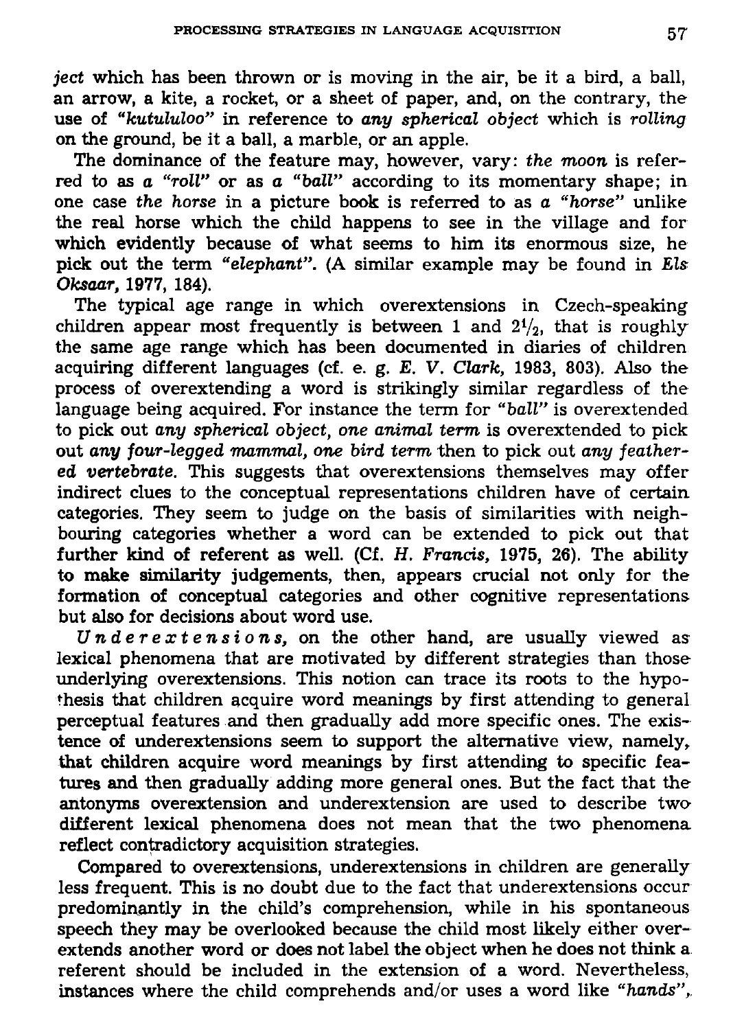*ject* which has been thrown or is moving in the air, be it a bird, a ball, an arrow, a kite, a rocket, or a sheet of paper, and, on the contrary, the use of *"kutululoo"* in reference to *any spherical object* which is *rolling* on the ground, be it a ball, a marble, or an apple.

The dominance of the feature may, however, vary: *the moon* is referred to as *a "roll"* or as *a "ball"* according to its momentary shape; in one case *the horse* in a picture book is referred to as *a "horse"* unlike the real horse which the child happens to see in the village and for which evidently because of what seems to him its enormous size, he pick out the term *"elephant"*. (A similar example may be found in *Els Oksaar,* 1977, 184).

The typical age range in which overextensions in Czech-speaking children appear most frequently is between 1 and $2^1/_2$, that is roughly the same age range which has been documented in diaries of children acquiring different languages (cf. e. g. *E. V. Clark,* 1983, 803). Also the process of overextending a word is strikingly similar regardless of the language being acquired. For instance the term for *"ball"* is overextended to pick out *any spherical object, one animal term* is overextended to pick out *any four-legged mammal, one bird term* then to pick out *any feathered vertebrate*. This suggests that overextensions themselves may offer indirect clues to the conceptual representations children have of certain categories. They seem to judge on the basis of similarities with neighbouring categories whether a word can be extended to pick out that further kind of referent as well. (Cf. *H. Francis,* 1975, 26). The ability to make similarity judgements, then, appears crucial not only for the formation of conceptual categories and other cognitive representations but also for decisions about word use.

*Underextensions,* on the other hand, are usually viewed as lexical phenomena that are motivated by different strategies than those underlying overextensions. This notion can trace its roots to the hypothesis that children acquire word meanings by first attending to general perceptual features and then gradually add more specific ones. The existence of underextensions seem to support the alternative view, namely, that children acquire word meanings by first attending to specific features and then gradually adding more general ones. But the fact that the antonyms overextension and underextension are used to describe two different lexical phenomena does not mean that the two phenomena reflect contradictory acquisition strategies.

Compared to overextensions, underextensions in children are generally less frequent. This is no doubt due to the fact that underextensions occur predominantly in the child's comprehension, while in his spontaneous speech they may be overlooked because the child most likely either overextends another word or does not label the object when he does not think a referent should be included in the extension of a word. Nevertheless, instances where the child comprehends and/or uses a word like *"hands"*,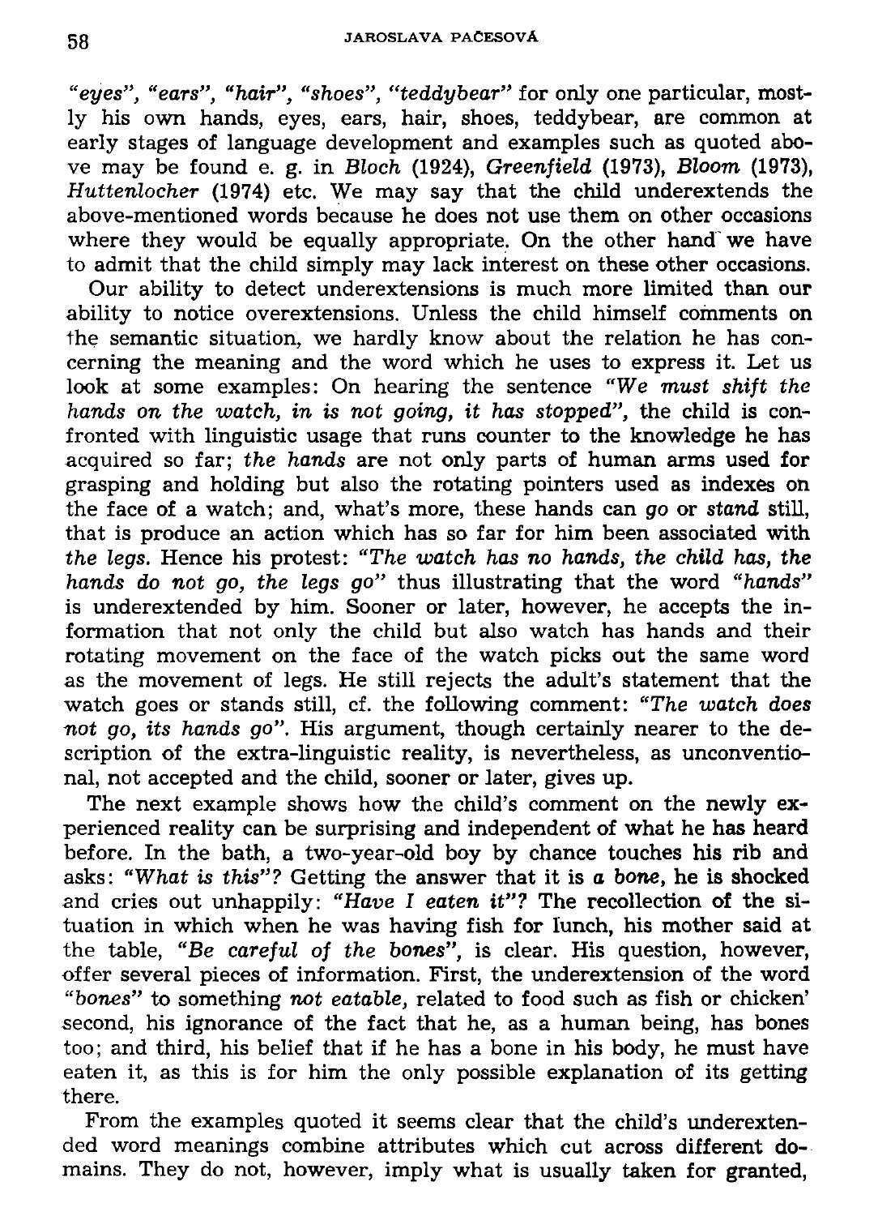*"eyes"*, *"ears"*, *"hair"*, *"shoes"*, *"teddybear"* for only one particular, mostly his own hands, eyes, ears, hair, shoes, teddybear, are common at early stages of language development and examples such as quoted above may be found e. g. in *Bloch* (1924), *Greenfield* (1973), *Bloom* (1973), *Huttenlocher* (1974) etc. We may say that the child underextends the above-mentioned words because he does not use them on other occasions where they would be equally appropriate. On the other hand we have to admit that the child simply may lack interest on these other occasions.

Our ability to detect underextensions is much more limited than our ability to notice overextensions. Unless the child himself comments on the semantic situation, we hardly know about the relation he has concerning the meaning and the word which he uses to express it. Let us look at some examples: On hearing the sentence *"We must shift the hands on the watch, in is not going, it has stopped"*, the child is confronted with linguistic usage that runs counter to the knowledge he has acquired so far; *the hands* are not only parts of human arms used for grasping and holding but also the rotating pointers used as indexes on the face of a watch; and, what's more, these hands can *go* or *stand* still, that is produce an action which has so far for him been associated with *the legs*. Hence his protest: *"The watch has no hands, the child has, the hands do not go, the legs go"* thus illustrating that the word *"hands"* is underextended by him. Sooner or later, however, he accepts the information that not only the child but also watch has hands and their rotating movement on the face of the watch picks out the same word as the movement of legs. He still rejects the adult's statement that the watch goes or stands still, cf. the following comment: *"The watch does not go, its hands go"*. His argument, though certainly nearer to the description of the extra-linguistic reality, is nevertheless, as unconventional, not accepted and the child, sooner or later, gives up.

The next example shows how the child's comment on the newly experienced reality can be surprising and independent of what he has heard before. In the bath, a two-year-old boy by chance touches his rib and asks: *"What is this"?* Getting the answer that it is *a bone*, he is shocked and cries out unhappily: *"Have I eaten it"?* The recollection of the situation in which when he was having fish for lunch, his mother said at the table, *"Be careful of the bones"*, is clear. His question, however, offer several pieces of information. First, the underextension of the word *"bones"* to something *not eatable*, related to food such as fish or chicken' second, his ignorance of the fact that he, as a human being, has bones too; and third, his belief that if he has a bone in his body, he must have eaten it, as this is for him the only possible explanation of its getting there.

From the examples quoted it seems clear that the child's underextended word meanings combine attributes which cut across different domains. They do not, however, imply what is usually taken for granted,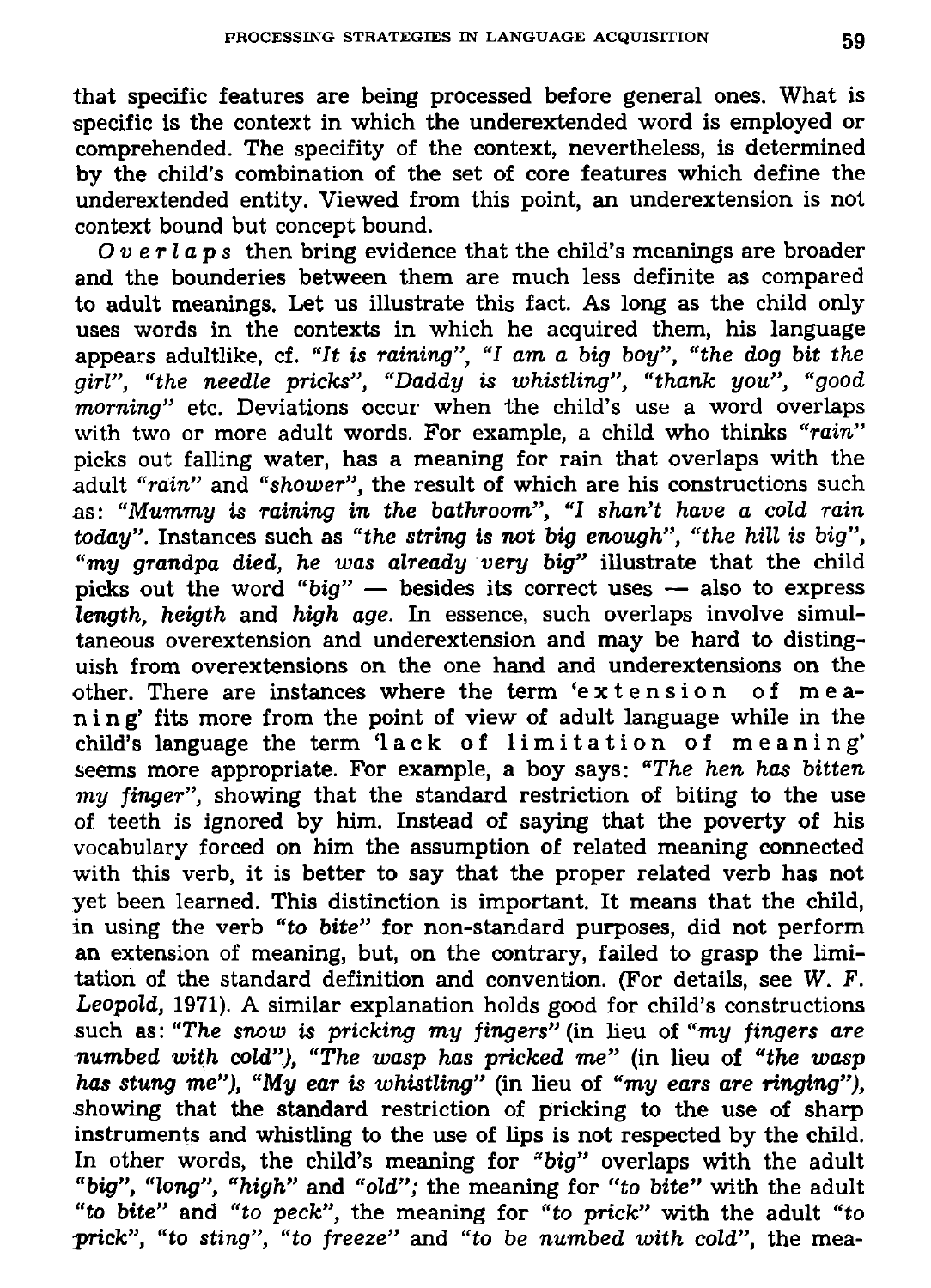that specific features are being processed before general ones. What is specific is the context in which the underextended word is employed or comprehended. The specifity of the context, nevertheless, is determined by the child's combination of the set of core features which define the underextended entity. Viewed from this point, an underextension is not context bound but concept bound.

*Overlaps* then bring evidence that the child's meanings are broader and the bounderies between them are much less definite as compared to adult meanings. Let us illustrate this fact. As long as the child only uses words in the contexts in which he acquired them, his language appears adultlike, cf. *"It is raining"*, *"I am a big boy"*, *"the dog bit the girl"*, *"the needle pricks"*, *"Daddy is whistling"*, *"thank you"*, *"good morning"* etc. Deviations occur when the child's use a word overlaps with two or more adult words. For example, a child who thinks *"rain"* picks out falling water, has a meaning for rain that overlaps with the adult *"rain"* and *"shower"*, the result of which are his constructions such as: *"Mummy is raining in the bathroom"*, *"I shan't have a cold rain today"*. Instances such as *"the string is not big enough"*, *"the hill is big"*, *"my grandpa died, he was already very big"* illustrate that the child picks out the word *"big"* — besides its correct uses — also to express *length*, *heigth* and *high age*. In essence, such overlaps involve simultaneous overextension and underextension and may be hard to distinguish from overextensions on the one hand and underextensions on the other. There are instances where the term 'extension of meaning' fits more from the point of view of adult language while in the child's language the term 'lack of limitation of meaning' seems more appropriate. For example, a boy says: *"The hen has bitten my finger"*, showing that the standard restriction of biting to the use of teeth is ignored by him. Instead of saying that the poverty of his vocabulary forced on him the assumption of related meaning connected with this verb, it is better to say that the proper related verb has not yet been learned. This distinction is important. It means that the child, in using the verb *"to bite"* for non-standard purposes, did not perform an extension of meaning, but, on the contrary, failed to grasp the limitation of the standard definition and convention. (For details, see *W. F. Leopold*, 1971). A similar explanation holds good for child's constructions such as: *"The snow is pricking my fingers"* (in lieu of *"my fingers are numbed with cold"*), *"The wasp has pricked me"* (in lieu of *"the wasp has stung me"*), *"My ear is whistling"* (in lieu of *"my ears are ringing"*), showing that the standard restriction of pricking to the use of sharp instruments and whistling to the use of lips is not respected by the child. In other words, the child's meaning for *"big"* overlaps with the adult *"big"*, *"long"*, *"high"* and *"old"*; the meaning for *"to bite"* with the adult *"to bite"* and *"to peck"*, the meaning for *"to prick"* with the adult *"to prick"*, *"to sting"*, *"to freeze"* and *"to be numbed with cold"*, the mea-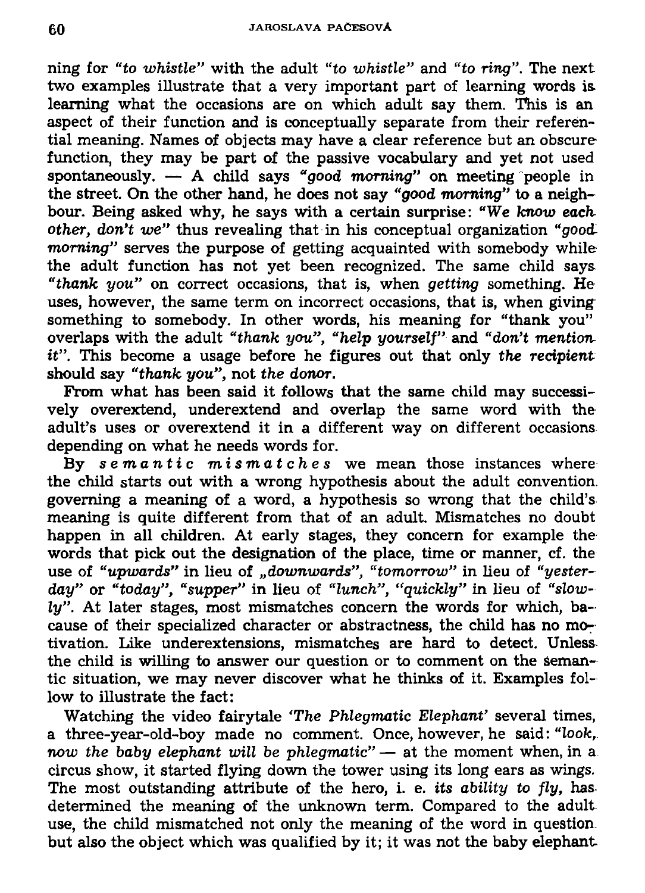ning for *"to whistle"* with the adult *"to whistle"* and *"to ring"*. The next two examples illustrate that a very important part of learning words is learning what the occasions are on which adult say them. This is an aspect of their function and is conceptually separate from their referential meaning. Names of objects may have a clear reference but an obscure function, they may be part of the passive vocabulary and yet not used spontaneously. — A child says *"good morning"* on meeting people in the street. On the other hand, he does not say *"good morning"* to a neighbour. Being asked why, he says with a certain surprise: *"We know each other, don't we"* thus revealing that in his conceptual organization *"good morning"* serves the purpose of getting acquainted with somebody while the adult function has not yet been recognized. The same child says *"thank you"* on correct occasions, that is, when *getting* something. He uses, however, the same term on incorrect occasions, that is, when giving something to somebody. In other words, his meaning for "thank you" overlaps with the adult *"thank you"*, *"help yourself"* and *"don't mention it"*. This become a usage before he figures out that only *the recipient* should say *"thank you"*, not *the donor*.

From what has been said it follows that the same child may successively overextend, underextend and overlap the same word with the adult's uses or overextend it in a different way on different occasions depending on what he needs words for.

By *semantic mismatches* we mean those instances where the child starts out with a wrong hypothesis about the adult convention governing a meaning of a word, a hypothesis so wrong that the child's meaning is quite different from that of an adult. Mismatches no doubt happen in all children. At early stages, they concern for example the words that pick out the designation of the place, time or manner, cf. the use of *"upwards"* in lieu of *„downwards"*, *"tomorrow"* in lieu of *"yesterday"* or *"today"*, *"supper"* in lieu of *"lunch"*, *"quickly"* in lieu of *"slowly"*. At later stages, most mismatches concern the words for which, bacause of their specialized character or abstractness, the child has no motivation. Like underextensions, mismatches are hard to detect. Unless the child is willing to answer our question or to comment on the semantic situation, we may never discover what he thinks of it. Examples follow to illustrate the fact:

Watching the video fairytale *'The Phlegmatic Elephant'* several times, a three-year-old-boy made no comment. Once, however, he said: *"look, now the baby elephant will be phlegmatic"* — at the moment when, in a circus show, it started flying down the tower using its long ears as wings. The most outstanding attribute of the hero, i. e. *its ability to fly*, has determined the meaning of the unknown term. Compared to the adult use, the child mismatched not only the meaning of the word in question but also the object which was qualified by it; it was not the baby elephant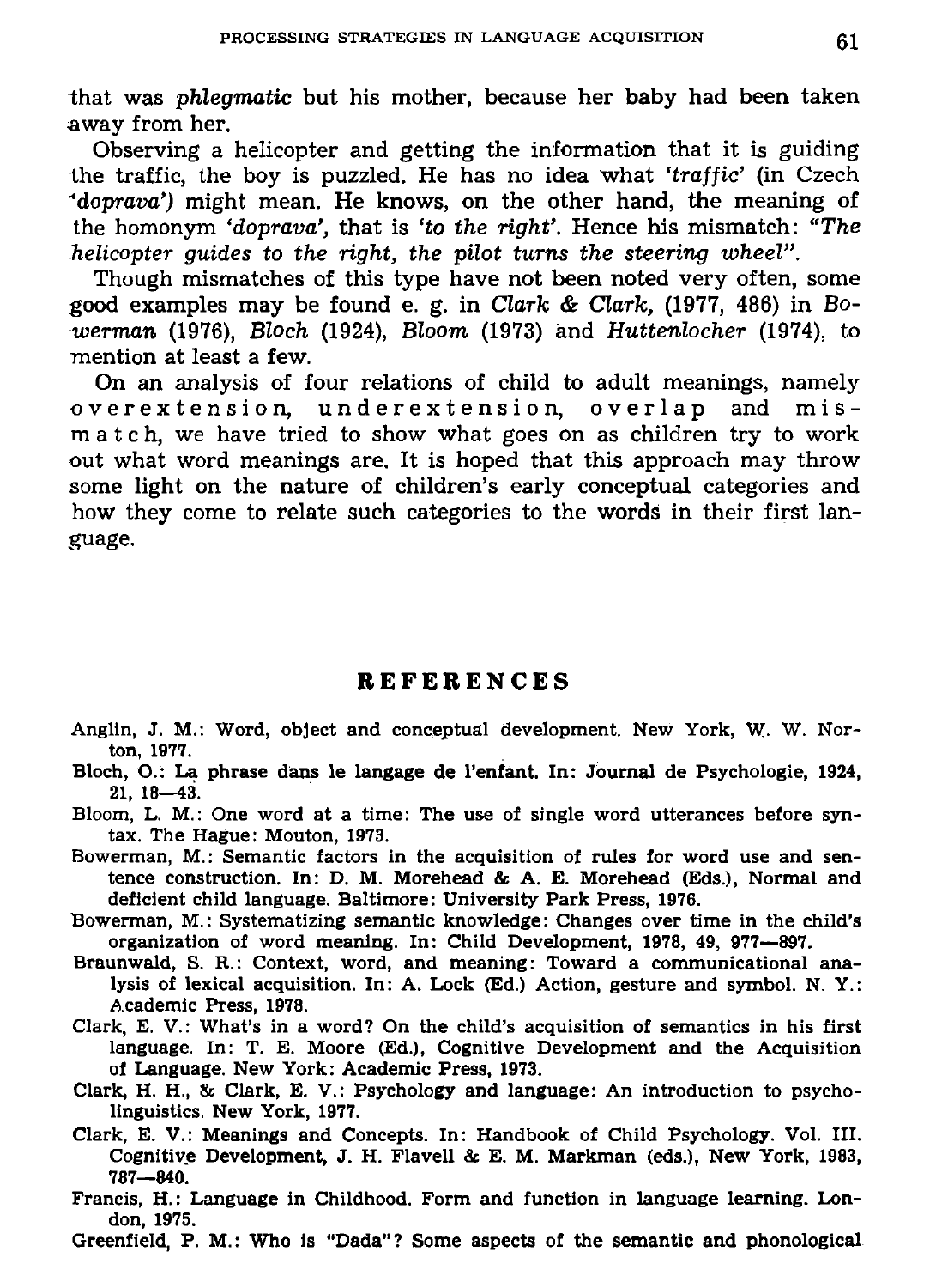that was *phlegmatic* but his mother, because her baby had been taken away from her.

Observing a helicopter and getting the information that it is guiding the traffic, the boy is puzzled. He has no idea what *'traffic'* (in Czech *'doprava'*) might mean. He knows, on the other hand, the meaning of the homonym *'doprava'*, that is *'to the right'*. Hence his mismatch: *"The helicopter guides to the right, the pilot turns the steering wheel"*.

Though mismatches of this type have not been noted very often, some good examples may be found e. g. in *Clark & Clark*, (1977, 486) in *Bowerman* (1976), *Bloch* (1924), *Bloom* (1973) and *Huttenlocher* (1974), to mention at least a few.

On an analysis of four relations of child to adult meanings, namely overextension, underextension, overlap and mismatch, we have tried to show what goes on as children try to work out what word meanings are. It is hoped that this approach may throw some light on the nature of children's early conceptual categories and how they come to relate such categories to the words in their first language.

## REFERENCES

Anglin, J. M.: Word, object and conceptual development. New York, W. W. Norton, 1977.

Bloch, O.: La phrase dans le langage de l'enfant. In: Journal de Psychologie, 1924, 21, 18—43.

Bloom, L. M.: One word at a time: The use of single word utterances before syntax. The Hague: Mouton, 1973.

Bowerman, M.: Semantic factors in the acquisition of rules for word use and sentence construction. In: D. M. Morehead & A. E. Morehead (Eds.), Normal and deficient child language. Baltimore: University Park Press, 1976.

Bowerman, M.: Systematizing semantic knowledge: Changes over time in the child's organization of word meaning. In: Child Development, 1978, 49, 977—897.

Braunwald, S. R.: Context, word, and meaning: Toward a communicational analysis of lexical acquisition. In: A. Lock (Ed.) Action, gesture and symbol. N. Y.: Academic Press, 1978.

Clark, E. V.: What's in a word? On the child's acquisition of semantics in his first language. In: T. E. Moore (Ed.), Cognitive Development and the Acquisition of Language. New York: Academic Press, 1973.

Clark, H. H., & Clark, E. V.: Psychology and language: An introduction to psycholinguistics. New York, 1977.

Clark, E. V.: Meanings and Concepts. In: Handbook of Child Psychology. Vol. III. Cognitive Development, J. H. Flavell & E. M. Markman (eds.), New York, 1983, 787—840.

Francis, H.: Language in Childhood. Form and function in language learning. London, 1975.

Greenfield, P. M.: Who is "Dada"? Some aspects of the semantic and phonological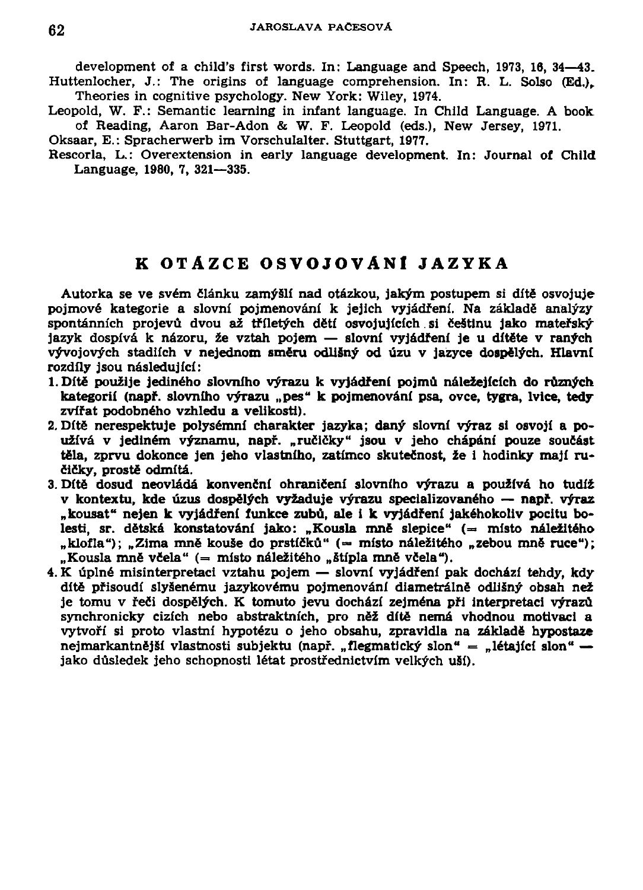development of a child's first words. In: Language and Speech, 1973, 16, 34—43.

Huttenlocher, J.: The origins of language comprehension. In: R. L. Solso (Ed.), Theories in cognitive psychology. New York: Wiley, 1974.

Leopold, W. F.: Semantic learning in infant language. In Child Language. A book of Reading, Aaron Bar-Adon & W. F. Leopold (eds.), New Jersey, 1971.

Oksaar, E.: Spracherwerb im Vorschulalter. Stuttgart, 1977.

Rescorla, L.: Overextension in early language development. In: Journal of Child Language, 1980, 7, 321—335.

## K OTÁZCE OSVOJOVÁNÍ JAZYKA

Autorka se ve svém článku zamýšlí nad otázkou, jakým postupem si dítě osvojuje pojmové kategorie a slovní pojmenování k jejich vyjádření. Na základě analýzy spontánních projevů dvou až tříletých dětí osvojujících si češtinu jako mateřský jazyk dospívá k názoru, že vztah pojem — slovní vyjádření je u dítěte v raných vývojových stadiích v nejednom směru odlišný od úzu v jazyce dospělých. Hlavní rozdíly jsou následující:

1. Dítě použije jediného slovního výrazu k vyjádření pojmů náležejících do různých kategorií (např. slovního výrazu „pes" k pojmenování psa, ovce, tygra, lvice, tedy zvířat podobného vzhledu a velikosti).
2. Dítě nerespektuje polysémní charakter jazyka; daný slovní výraz si osvojí a používá v jediném významu, např. „ručičky" jsou v jeho chápání pouze součást těla, zprvu dokonce jen jeho vlastního, zatímco skutečnost, že i hodinky mají ručičky, prostě odmítá.
3. Dítě dosud neovládá konvenční ohraničení slovního výrazu a používá ho tudíž v kontextu, kde úzus dospělých vyžaduje výrazu specializovaného — např. výraz „kousat" nejen k vyjádření funkce zubů, ale i k vyjádření jakéhokoliv pocitu bolesti, sr. dětská konstatování jako: „Kousla mně slepice" (= místo náležitého „klofla"); „Zima mně kouše do prstíčků" (= místo náležitého „zebou mně ruce"); „Kousla mně včela" (= místo náležitého „štípla mně včela").
4. K úplné misinterpretaci vztahu pojem — slovní vyjádření pak dochází tehdy, kdy dítě přisoudí slyšenému jazykovému pojmenování diametrálně odlišný obsah než je tomu v řeči dospělých. K tomuto jevu dochází zejména při interpretaci výrazů synchronicky cizích nebo abstraktních, pro něž dítě nemá vhodnou motivaci a vytvoří si proto vlastní hypotézu o jeho obsahu, zpravidla na základě hypostaze nejmarkantnější vlastnosti subjektu (např. „flegmatický slon" = „létající slon" — jako důsledek jeho schopnosti létat prostřednictvím velkých uší).